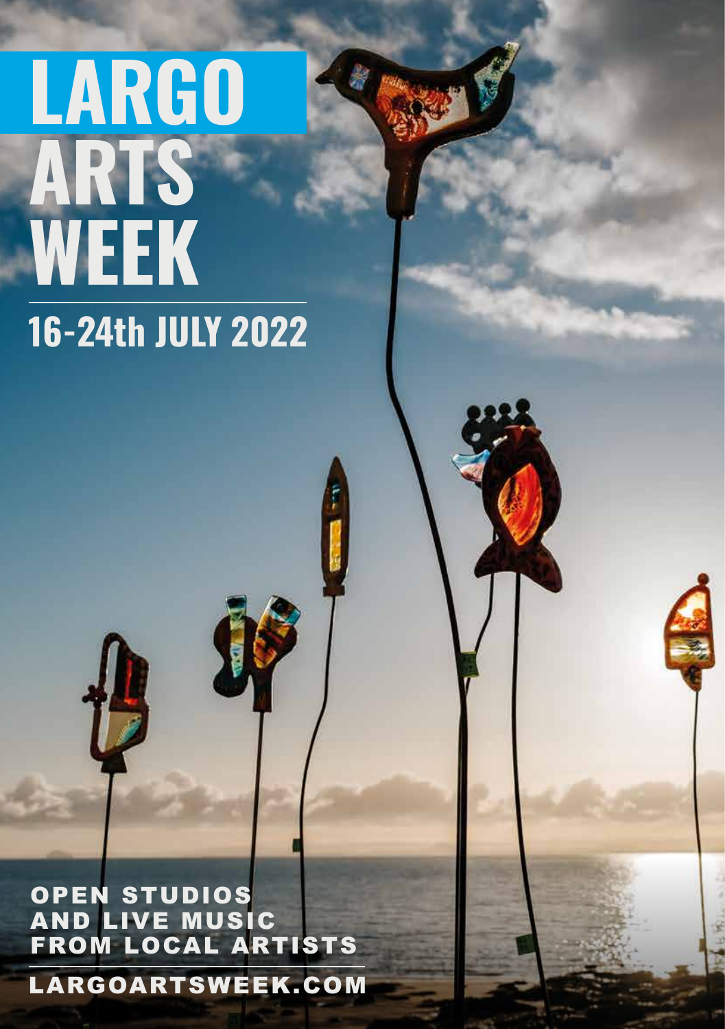# LARGO ARTS WEEK

## 16-24th JULY 2022

OPEN STUDIOS AND LIVE MUSIC FROM LOCAL ARTISTS

LARGOARTSWEEK.COM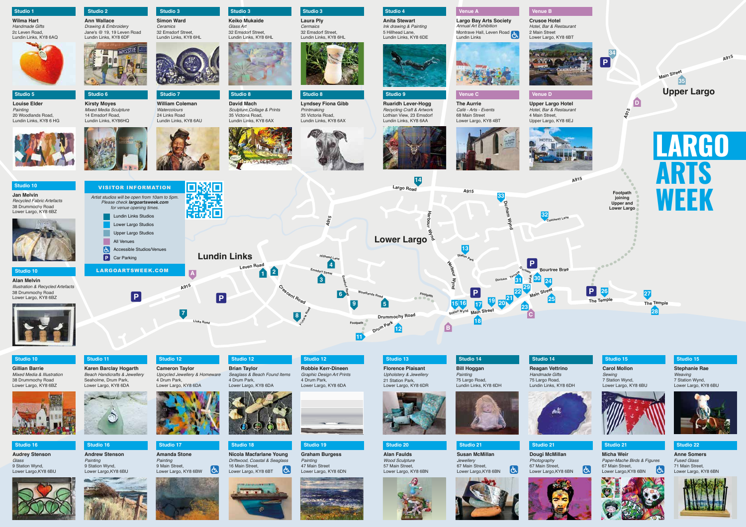# LARGO ARTS WEEK

**Studio 1**
**Wilma Hart**
*Handmade Gifts*
2c Leven Road,
Lundin Links, KY8 6AQ

**Studio 2**
**Ann Wallace**
*Drawing & Embroidery*
Jane's @ 19, 19 Leven Road
Lundin Links, KY8 6DF

**Studio 3**
**Simon Ward**
*Ceramics*
32 Emsdorf Street,
Lundin Links, KY8 6HL

**Studio 3**
**Keiko Mukaide**
*Glass Art*
32 Emsdorf Street,
Lundin Links, KY8 6HL

**Studio 3**
**Laura Ply**
*Cermaics*
32 Emsdorf Street,
Lundin Links, KY8 6HL

**Studio 4**
**Anita Stewart**
*Ink drawing & Painting*
5 Hillhead Lane,
Lundin Links, KY8 6DE

**Venue A**
**Largo Bay Arts Society**
*Annual Art Exhibition*
Montrave Hall, Leven Road
Lundin Links

**Venue B**
**Crusoe Hotel**
*Hotel, Bar & Restaurant*
2 Main Street
Lower Largo, KY8 6BT

**Studio 5**
**Louise Elder**
*Painting*
20 Woodlands Road,
Lundin Links, KY8 6 HG

**Studio 6**
**Kirsty Moyes**
*Mixed Media Sculpture*
14 Emsdorf Road,
Lundin Links, KY86HQ

**Studio 7**
**William Coleman**
*Watercolours*
24 Links Road
Lundin Links, KY8 6AU

**Studio 8**
**David Mach**
*Sculpture,Collage & Prints*
35 Victoria Road,
Lundin Links, KY8 6AX

**Studio 8**
**Lyndsey Fiona Gibb**
*Printmaking*
35 Victoria Road,
Lundin Links, KY8 6AX

**Studio 9**
**Ruaridh Lever-Hogg**
*Recycling Craft & Artwork*
Lothian View, 23 Emsdorf
Lundin Links, KY8 6AA

**Venue C**
**The Aurrie**
*Café - Arts - Events*
68 Main Street
Lower Largo, KY8 4BT

**Venue D**
**Upper Largo Hotel**
*Hotel, Bar & Restaurant*
4 Main Street,
Upper Largo, KY8 6EJ

**Studio 10**
**Jan Melvin**
*Recycled Fabric Artefacts*
38 Drummochy Road
Lower Largo, KY8 6BZ

**Studio 10**
**Alan Melvin**
*Illustration & Recycled Artefacts*
38 Drummochy Road
Lower Largo, KY8 6BZ

## VISITOR INFORMATION

*Artist studios will be open from 10am to 5pm. Please check **largoartsweek.com** for venue opening times.*

- Lundin Links Studios
- Lower Largo Studios
- Upper Largo Studios
- All Venues
- Accessible Studios/Venues
- P Car Parking

**LARGOARTSWEEK.COM**

Footpath joining Upper and Lower Largo

**Studio 10**
**Gillian Barrie**
*Mixed Media & Illustration*
38 Drummochy Road
Lower Largo, KY8 6BZ

**Studio 11**
**Karen Barclay Hogarth**
*Beach Handicrafts & Jewellery*
Seaholme, Drum Park,
Lower Largo, KY8 6DA

**Studio 12**
**Cameron Taylor**
*Upcycled Jewellery & Homeware*
4 Drum Park,
Lower Largo, KY8 6DA

**Studio 12**
**Brian Taylor**
*Seaglass & Beach Found Items*
4 Drum Park,
Lower Largo, KY8 6DA

**Studio 12**
**Robbie Kerr-Dineen**
*Graphic Design Art Prints*
4 Drum Park,
Lower Largo, KY8 6DA

**Studio 13**
**Florence Plaisant**
*Upholstery & Jewellery*
21 Station Park,
Lower Largo, KY8 6DR

**Studio 14**
**Bill Hoggan**
*Painting*
75 Largo Road,
Lundin Links, KY8 6DH

**Studio 14**
**Reagan Vettrino**
*Handmade Gifts*
75 Largo Road,
Lundin Links, KY8 6DH

**Studio 15**
**Carol Mollon**
*Sewing*
7 Station Wynd,
Lower Largo, KY8 6BU

**Studio 15**
**Stephanie Rae**
*Weaving*
7 Station Wynd,
Lower Largo, KY8 6BU

**Studio 16**
**Audrey Stenson**
*Glass*
9 Station Wynd,
Lower Largo,KY8 6BU

**Studio 16**
**Andrew Stenson**
*Painting*
9 Station Wynd,
Lower Largo,KY8 6BU

**Studio 17**
**Amanda Stone**
*Painting*
9 Main Street,
Lower Largo, KY8 6BW

**Studio 18**
**Nicola Macfarlane Young**
*Driftwood, Coastal & Seaglass*
16 Main Street,
Lower Largo, KY8 6BT

**Studio 19**
**Graham Burgess**
*Painting*
47 Main Street
Lower Largo, KY8 6DN

**Studio 20**
**Alan Faulds**
*Wood Sculpture*
57 Main Street,
Lower Largo,KY8 6BN

**Studio 21**
**Susan McMillan**
*Jewellery*
67 Main Street,
Lower Largo,KY8 6BN

**Studio 21**
**Dougi McMillan**
*Photography*
67 Main Street,
Lower Largo,KY8 6BN

**Studio 21**
**Micha Weir**
*Paper-Mache Birds & Figures*
67 Main Street,
Lower Largo,KY8 6BN

**Studio 22**
**Anne Somers**
*Fused Glass*
71 Main Street,
Lower Largo,KY8 6BN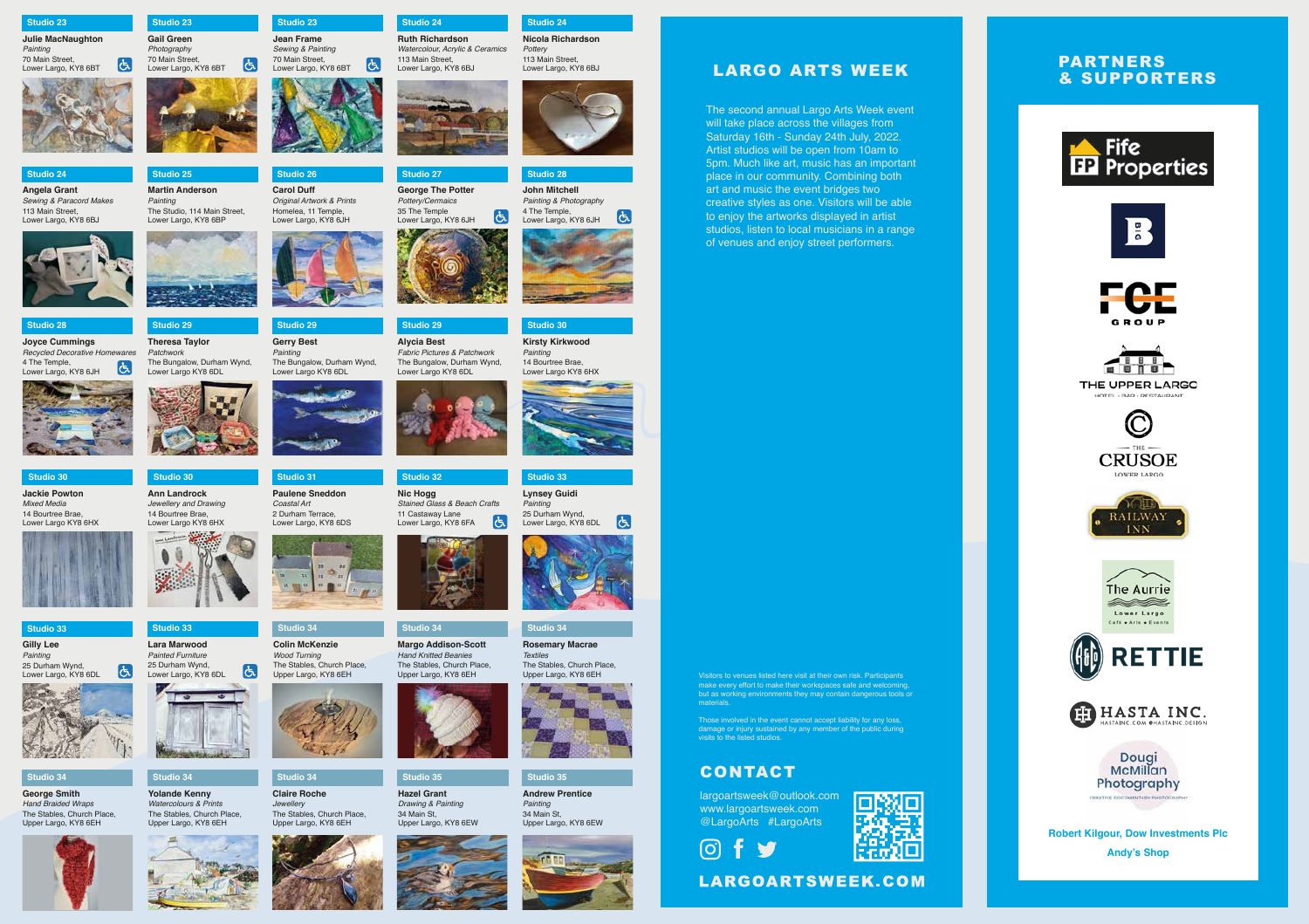**Studio 23**
**Julie MacNaughton**
*Painting*
70 Main Street,
Lower Largo, KY8 6BT

**Studio 23**
**Gail Green**
*Photography*
70 Main Street,
Lower Largo, KY8 6BT

**Studio 23**
**Jean Frame**
*Sewing & Painting*
70 Main Street,
Lower Largo, KY8 6BT

**Studio 24**
**Ruth Richardson**
*Watercolour, Acrylic & Ceramics*
113 Main Street,
Lower Largo, KY8 6BJ

**Studio 24**
**Nicola Richardson**
*Pottery*
113 Main Street,
Lower Largo, KY8 6BJ

**Studio 24**
**Angela Grant**
*Sewing & Paracord Makes*
113 Main Street,
Lower Largo, KY8 6BJ

**Studio 25**
**Martin Anderson**
*Painting*
The Studio, 114 Main Street,
Lower Largo, KY8 6BP

**Studio 26**
**Carol Duff**
*Original Artwork & Prints*
Homelea, 11 Temple,
Lower Largo, KY8 6JH

**Studio 27**
**George The Potter**
*Pottery/Cermaics*
35 The Temple
Lower Largo, KY8 6JH

**Studio 28**
**John Mitchell**
*Painting & Photography*
4 The Temple,
Lower Largo, KY8 6JH

**Studio 28**
**Joyce Cummings**
*Recycled Decorative Homewares*
4 The Temple,
Lower Largo, KY8 6JH

**Studio 29**
**Theresa Taylor**
*Patchwork*
The Bungalow, Durham Wynd,
Lower Largo KY8 6DL

**Studio 29**
**Gerry Best**
*Painting*
The Bungalow, Durham Wynd,
Lower Largo KY8 6DL

**Studio 29**
**Alycia Best**
*Fabric Pictures & Patchwork*
The Bungalow, Durham Wynd,
Lower Largo KY8 6DL

**Studio 30**
**Kirsty Kirkwood**
*Painting*
14 Bourtree Brae,
Lower Largo KY8 6HX

**Studio 30**
**Jackie Powton**
*Mixed Media*
14 Bourtree Brae,
Lower Largo KY8 6HX

**Studio 30**
**Ann Landrock**
*Jewellery and Drawing*
14 Bourtree Brae,
Lower Largo KY8 6HX

**Studio 31**
**Paulene Sneddon**
*Coastal Art*
2 Durham Terrace,
Lower Largo, KY8 6DS

**Studio 32**
**Nic Hogg**
*Stained Glass & Beach Crafts*
11 Castaway Lane
Lower Largo, KY8 6FA

**Studio 33**
**Lynsey Guidi**
*Painting*
25 Durham Wynd,
Lower Largo, KY8 6DL

**Studio 33**
**Gilly Lee**
*Painting*
25 Durham Wynd,
Lower Largo, KY8 6DL

**Studio 33**
**Lara Marwood**
*Painted Furniture*
25 Durham Wynd,
Lower Largo, KY8 6DL

**Studio 34**
**Colin McKenzie**
*Wood Turning*
The Stables, Church Place,
Upper Largo, KY8 6EH

**Studio 34**
**Margo Addison-Scott**
*Hand Knitted Beanies*
The Stables, Church Place,
Upper Largo, KY8 6EH

**Studio 34**
**Rosemary Macrae**
*Textiles*
The Stables, Church Place,
Upper Largo, KY8 6EH

**Studio 34**
**George Smith**
*Hand Braided Wraps*
The Stables, Church Place,
Upper Largo, KY8 6EH

**Studio 34**
**Yolande Kenny**
*Watercolours & Prints*
The Stables, Church Place,
Upper Largo, KY8 6EH

**Studio 34**
**Claire Roche**
*Jewellery*
The Stables, Church Place,
Upper Largo, KY8 6EH

**Studio 35**
**Hazel Grant**
*Drawing & Painting*
34 Main St,
Upper Largo, KY8 6EW

**Studio 35**
**Andrew Prentice**
*Painting*
34 Main St,
Upper Largo, KY8 6EW

# LARGO ARTS WEEK

The second annual Largo Arts Week event will take place across the villages from Saturday 16th - Sunday 24th July, 2022. Artist studios will be open from 10am to 5pm. Much like art, music has an important place in our community. Combining both art and music the event bridges two creative styles as one. Visitors will be able to enjoy the artworks displayed in artist studios, listen to local musicians in a range of venues and enjoy street performers.

Visitors to venues listed here visit at their own risk. Participants make every effort to make their workspaces safe and welcoming, but as working environments they may contain dangerous tools or materials.

Those involved in the event cannot accept liability for any loss, damage or injury sustained by any member of the public during visits to the listed studios.

## CONTACT

largoartsweek@outlook.com
www.largoartsweek.com
@LargoArts #LargoArts

**LARGOARTSWEEK.COM**

## PARTNERS & SUPPORTERS

Fife Properties

BIG

FCE GROUP

THE UPPER LARGO
HOTEL • BAR • RESTAURANT

THE CRUSOE
LOWER LARGO

RAILWAY INN

The Aurrie
Lower Largo
Café • Arts • Events

RETTIE

HASTA INC.
HASTAINC.COM @HASTAINC.DESIGN

Dougi McMillan Photography
CREATIVE DOCUMENTARY PHOTOGRAPHY

Robert Kilgour, Dow Investments Plc

Andy's Shop